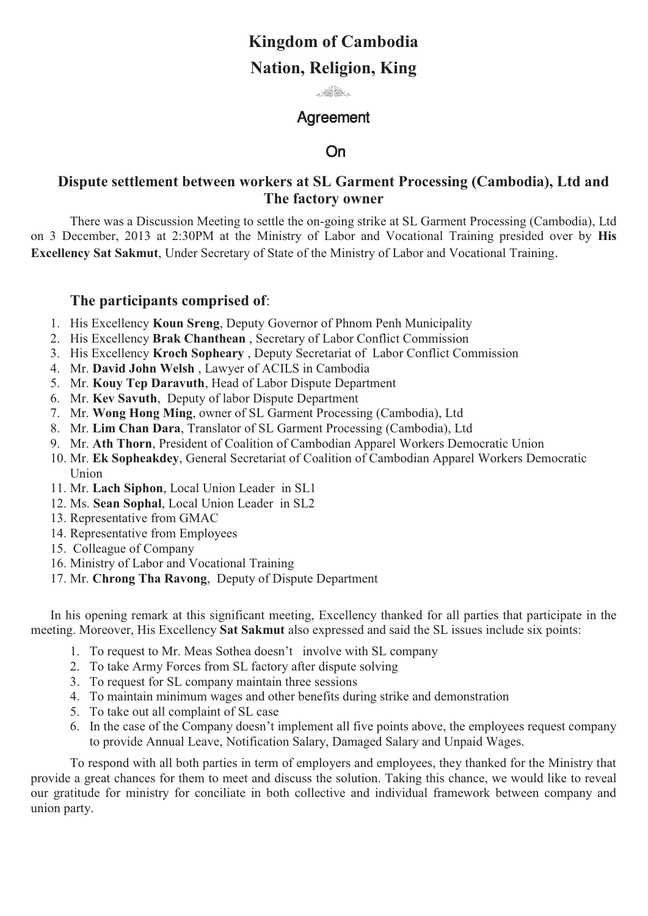# Kingdom of Cambodia

# Nation, Religion, King

## Agreement

## On

### Dispute settlement between workers at SL Garment Processing (Cambodia), Ltd and The factory owner

There was a Discussion Meeting to settle the on-going strike at SL Garment Processing (Cambodia), Ltd on 3 December, 2013 at 2:30PM at the Ministry of Labor and Vocational Training presided over by **His Excellency Sat Sakmut**, Under Secretary of State of the Ministry of Labor and Vocational Training.

**The participants comprised of**:

1. His Excellency **Koun Sreng**, Deputy Governor of Phnom Penh Municipality
2. His Excellency **Brak Chanthean** , Secretary of Labor Conflict Commission
3. His Excellency **Kroch Sopheary** , Deputy Secretariat of Labor Conflict Commission
4. Mr. **David John Welsh** , Lawyer of ACILS in Cambodia
5. Mr. **Kouy Tep Daravuth**, Head of Labor Dispute Department
6. Mr. **Kev Savuth**, Deputy of labor Dispute Department
7. Mr. **Wong Hong Ming**, owner of SL Garment Processing (Cambodia), Ltd
8. Mr. **Lim Chan Dara**, Translator of SL Garment Processing (Cambodia), Ltd
9. Mr. **Ath Thorn**, President of Coalition of Cambodian Apparel Workers Democratic Union
10. Mr. **Ek Sopheakdey**, General Secretariat of Coalition of Cambodian Apparel Workers Democratic Union
11. Mr. **Lach Siphon**, Local Union Leader in SL1
12. Ms. **Sean Sophal**, Local Union Leader in SL2
13. Representative from GMAC
14. Representative from Employees
15. Colleague of Company
16. Ministry of Labor and Vocational Training
17. Mr. **Chrong Tha Ravong**, Deputy of Dispute Department

In his opening remark at this significant meeting, Excellency thanked for all parties that participate in the meeting. Moreover, His Excellency **Sat Sakmut** also expressed and said the SL issues include six points:

1. To request to Mr. Meas Sothea doesn't involve with SL company
2. To take Army Forces from SL factory after dispute solving
3. To request for SL company maintain three sessions
4. To maintain minimum wages and other benefits during strike and demonstration
5. To take out all complaint of SL case
6. In the case of the Company doesn't implement all five points above, the employees request company to provide Annual Leave, Notification Salary, Damaged Salary and Unpaid Wages.

To respond with all both parties in term of employers and employees, they thanked for the Ministry that provide a great chances for them to meet and discuss the solution. Taking this chance, we would like to reveal our gratitude for ministry for conciliate in both collective and individual framework between company and union party.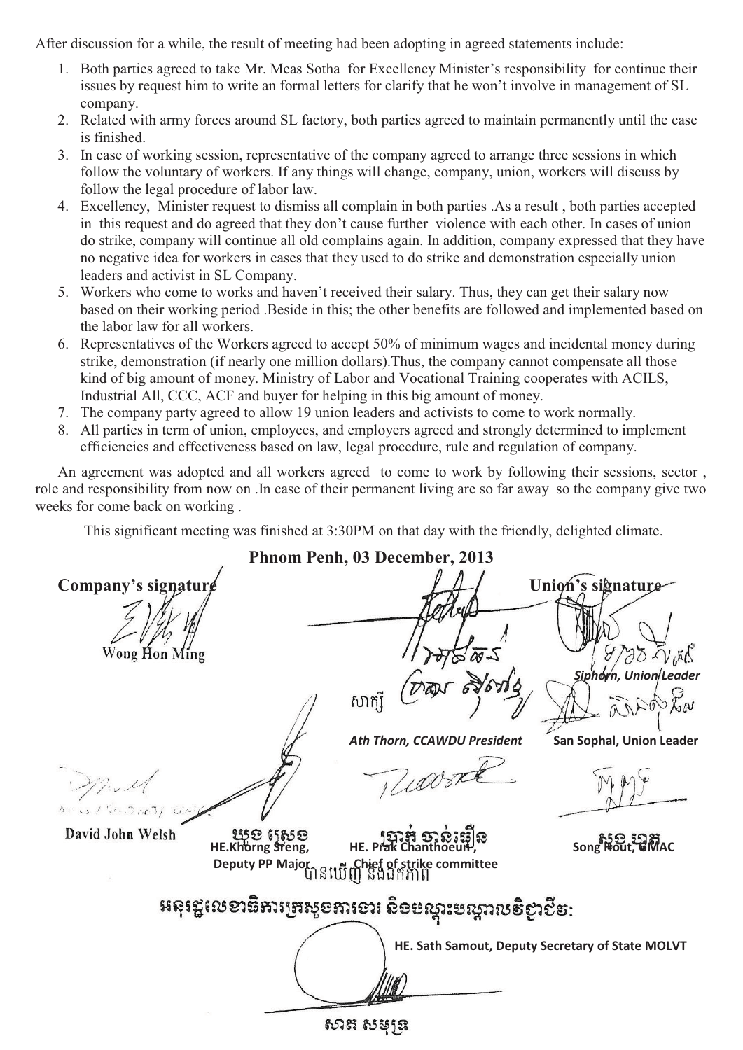After discussion for a while, the result of meeting had been adopting in agreed statements include:

1. Both parties agreed to take Mr. Meas Sotha for Excellency Minister's responsibility for continue their issues by request him to write an formal letters for clarify that he won't involve in management of SL company.
2. Related with army forces around SL factory, both parties agreed to maintain permanently until the case is finished.
3. In case of working session, representative of the company agreed to arrange three sessions in which follow the voluntary of workers. If any things will change, company, union, workers will discuss by follow the legal procedure of labor law.
4. Excellency, Minister request to dismiss all complain in both parties .As a result , both parties accepted in this request and do agreed that they don't cause further violence with each other. In cases of union do strike, company will continue all old complains again. In addition, company expressed that they have no negative idea for workers in cases that they used to do strike and demonstration especially union leaders and activist in SL Company.
5. Workers who come to works and haven't received their salary. Thus, they can get their salary now based on their working period .Beside in this; the other benefits are followed and implemented based on the labor law for all workers.
6. Representatives of the Workers agreed to accept 50% of minimum wages and incidental money during strike, demonstration (if nearly one million dollars).Thus, the company cannot compensate all those kind of big amount of money. Ministry of Labor and Vocational Training cooperates with ACILS, Industrial All, CCC, ACF and buyer for helping in this big amount of money.
7. The company party agreed to allow 19 union leaders and activists to come to work normally.
8. All parties in term of union, employees, and employers agreed and strongly determined to implement efficiencies and effectiveness based on law, legal procedure, rule and regulation of company.

An agreement was adopted and all workers agreed to come to work by following their sessions, sector , role and responsibility from now on .In case of their permanent living are so far away so the company give two weeks for come back on working .

This significant meeting was finished at 3:30PM on that day with the friendly, delighted climate.

**Phnom Penh, 03 December, 2013**

**Company's signature** **Union's signature**

Wong Hon Ming

សាក្សី

*Siphorn, Union Leader*

*Ath Thorn, CCAWDU President*

San Sophal, Union Leader

David John Welsh

ឃួន ស្រេង
HE.Khorng Sreng,
Deputy PP Major

ប្រាក់ ចាន់ធឿន
HE. Prak Chanthoeun,
Chief of strike committee

សុង ហួត
Song Hout, GMAC

បានឃើញ និងឯកភាព

អនុរដ្ឋលេខាធិការក្រសួងការងារ និងបណ្តុះបណ្តាលវិជ្ជាជីវៈ

HE. Sath Samout, Deputy Secretary of State MOLVT

សាត សមុទ្រ